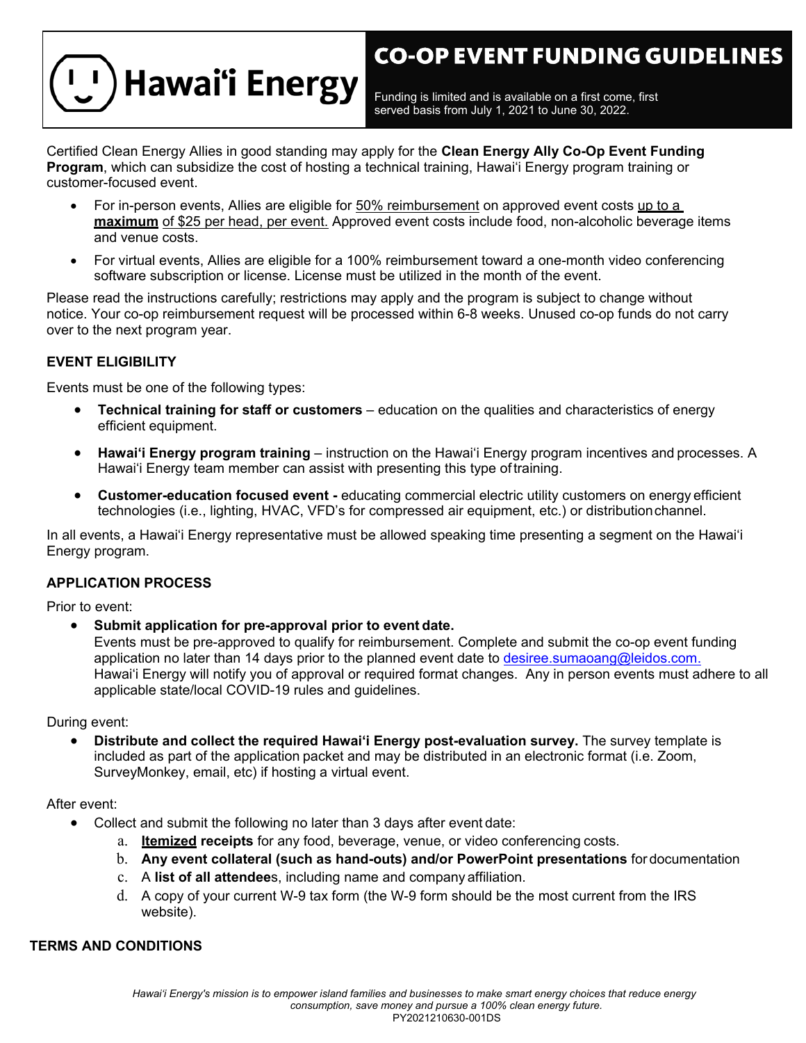Hawaiʻi Energy

# CO-OP EVENT FUNDING GUIDELINES

Funding is limited and is available on a first come, first served basis from July 1, 2021 to June 30, 2022.

Certified Clean Energy Allies in good standing may apply for the **Clean Energy Ally Co-Op Event Funding Program**, which can subsidize the cost of hosting a technical training, Hawaiʻi Energy program training or customer-focused event.

- For in-person events, Allies are eligible for 50% reimbursement on approved event costs up to a **maximum** of $25 per head, per event. Approved event costs include food, non-alcoholic beverage items and venue costs.
- For virtual events, Allies are eligible for a 100% reimbursement toward a one-month video conferencing software subscription or license. License must be utilized in the month of the event.

Please read the instructions carefully; restrictions may apply and the program is subject to change without notice. Your co-op reimbursement request will be processed within 6-8 weeks. Unused co-op funds do not carry over to the next program year.

## EVENT ELIGIBILITY

Events must be one of the following types:

- **Technical training for staff or customers** – education on the qualities and characteristics of energy efficient equipment.
- **Hawaiʻi Energy program training** – instruction on the Hawaiʻi Energy program incentives and processes. A Hawaiʻi Energy team member can assist with presenting this type of training.
- **Customer-education focused event -** educating commercial electric utility customers on energy efficient technologies (i.e., lighting, HVAC, VFD's for compressed air equipment, etc.) or distribution channel.

In all events, a Hawaiʻi Energy representative must be allowed speaking time presenting a segment on the Hawaiʻi Energy program.

## APPLICATION PROCESS

Prior to event:

- **Submit application for pre-approval prior to event date.**
  Events must be pre-approved to qualify for reimbursement. Complete and submit the co-op event funding application no later than 14 days prior to the planned event date to desiree.sumaoang@leidos.com.
  Hawaiʻi Energy will notify you of approval or required format changes. Any in person events must adhere to all applicable state/local COVID-19 rules and guidelines.

During event:

- **Distribute and collect the required Hawaiʻi Energy post-evaluation survey.** The survey template is included as part of the application packet and may be distributed in an electronic format (i.e. Zoom, SurveyMonkey, email, etc) if hosting a virtual event.

After event:

- Collect and submit the following no later than 3 days after event date:
  a. **Itemized receipts** for any food, beverage, venue, or video conferencing costs.
  b. **Any event collateral (such as hand-outs) and/or PowerPoint presentations** for documentation
  c. A **list of all attendee**s, including name and company affiliation.
  d. A copy of your current W-9 tax form (the W-9 form should be the most current from the IRS website).

## TERMS AND CONDITIONS

*Hawaiʻi Energy's mission is to empower island families and businesses to make smart energy choices that reduce energy consumption, save money and pursue a 100% clean energy future.*

PY2021210630-001DS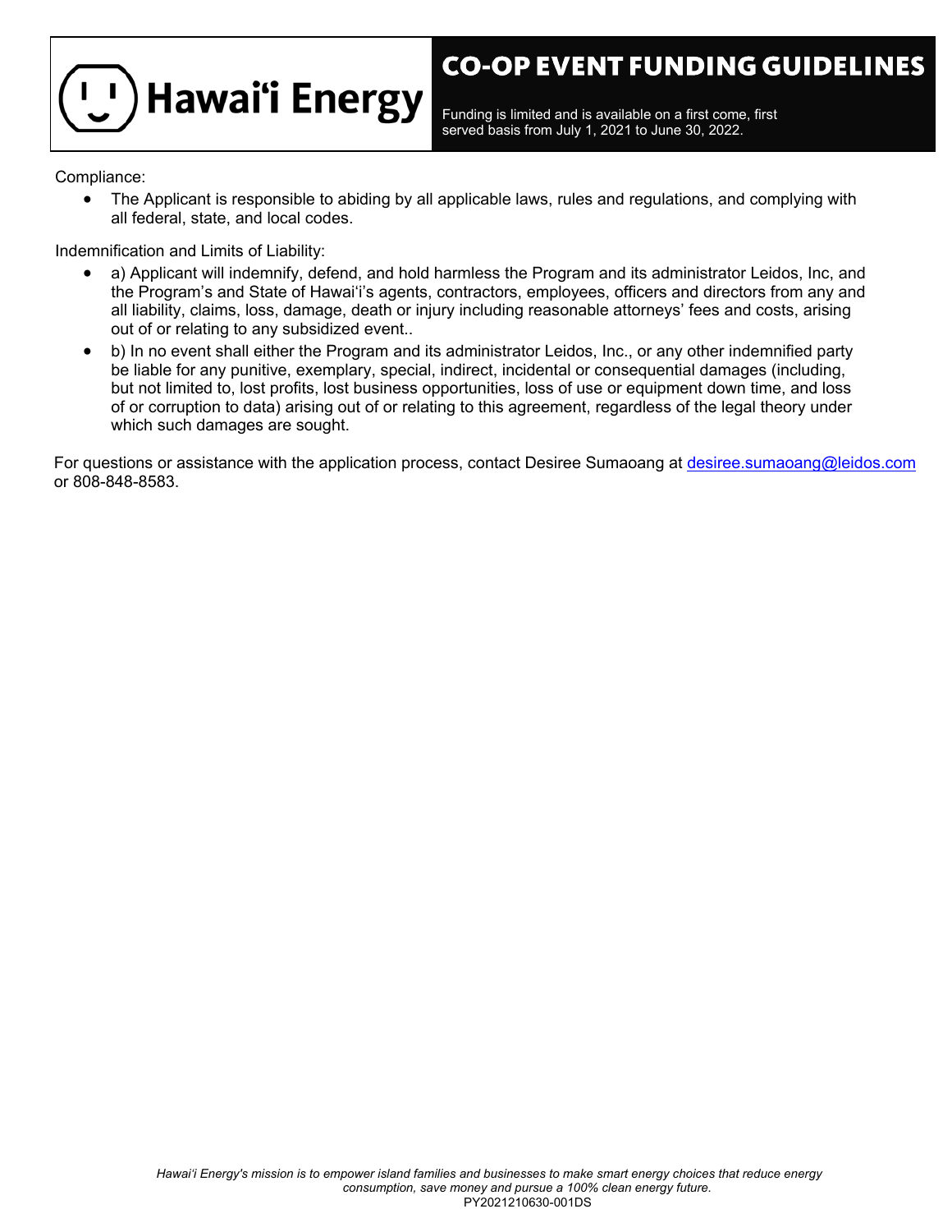Compliance:

- The Applicant is responsible to abiding by all applicable laws, rules and regulations, and complying with all federal, state, and local codes.

Indemnification and Limits of Liability:

- a) Applicant will indemnify, defend, and hold harmless the Program and its administrator Leidos, Inc, and the Program's and State of Hawai'i's agents, contractors, employees, officers and directors from any and all liability, claims, loss, damage, death or injury including reasonable attorneys' fees and costs, arising out of or relating to any subsidized event..
- b) In no event shall either the Program and its administrator Leidos, Inc., or any other indemnified party be liable for any punitive, exemplary, special, indirect, incidental or consequential damages (including, but not limited to, lost profits, lost business opportunities, loss of use or equipment down time, and loss of or corruption to data) arising out of or relating to this agreement, regardless of the legal theory under which such damages are sought.

For questions or assistance with the application process, contact Desiree Sumaoang at desiree.sumaoang@leidos.com or 808-848-8583.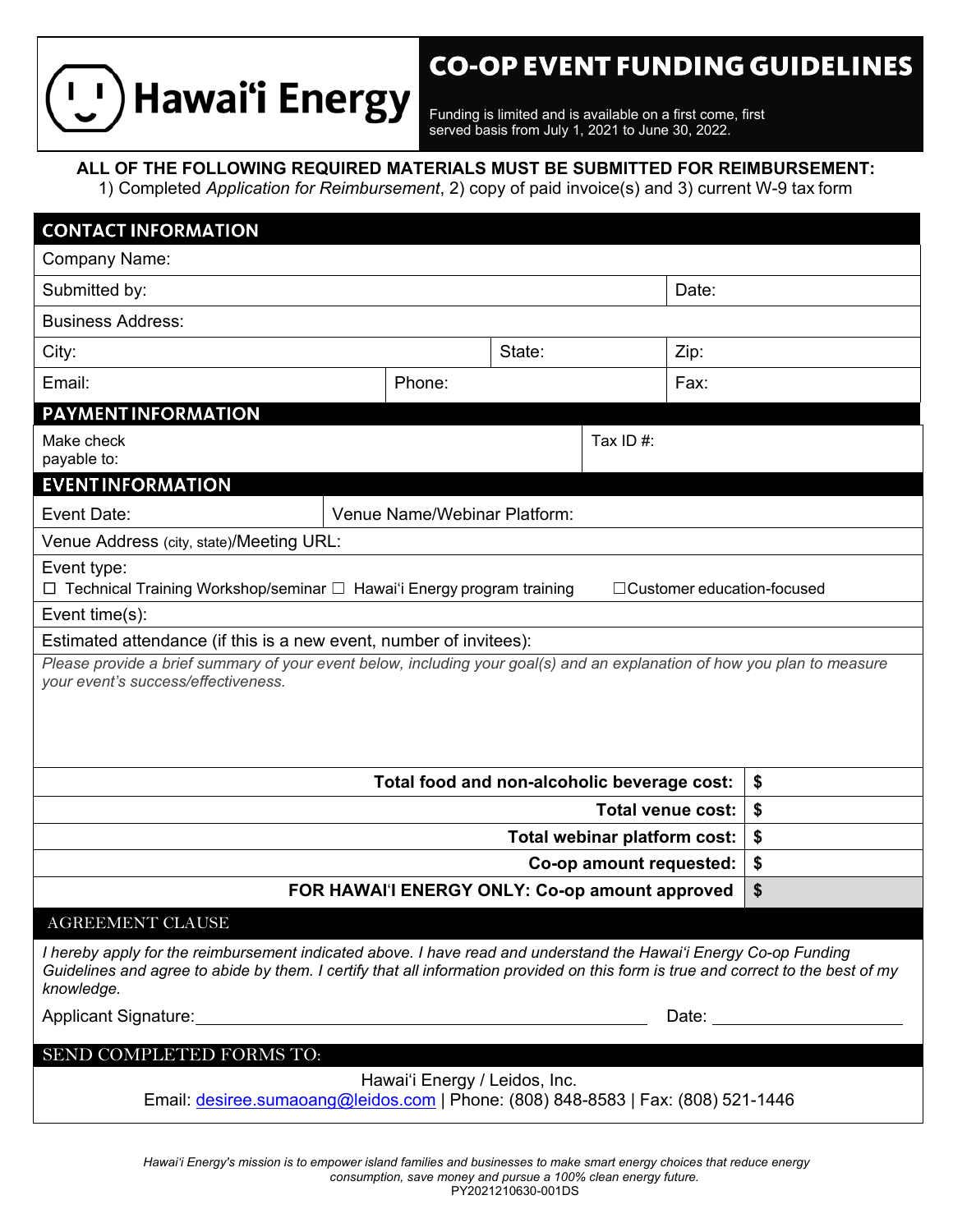Hawaiʻi Energy

# CO-OP EVENT FUNDING GUIDELINES

Funding is limited and is available on a first come, first served basis from July 1, 2021 to June 30, 2022.

**ALL OF THE FOLLOWING REQUIRED MATERIALS MUST BE SUBMITTED FOR REIMBURSEMENT:**
1) Completed *Application for Reimbursement*, 2) copy of paid invoice(s) and 3) current W-9 tax form

## CONTACT INFORMATION

| | | | |
|---|---|---|---|
| Company Name: | | | |
| Submitted by: | | | Date: |
| Business Address: | | | |
| City: | | State: | Zip: |
| Email: | Phone: | | Fax: |

## PAYMENT INFORMATION

| | |
|---|---|
| Make check payable to: | Tax ID #: |

## EVENT INFORMATION

| | |
|---|---|
| Event Date: | Venue Name/Webinar Platform: |
| Venue Address (city, state)/Meeting URL: | |

Event type:
☐ Technical Training Workshop/seminar ☐ Hawaiʻi Energy program training ☐Customer education-focused

Event time(s):

Estimated attendance (if this is a new event, number of invitees):

*Please provide a brief summary of your event below, including your goal(s) and an explanation of how you plan to measure your event's success/effectiveness.*

| | |
|---|---|
| **Total food and non-alcoholic beverage cost:** | **$** |
| **Total venue cost:** | **$** |
| **Total webinar platform cost:** | **$** |
| **Co-op amount requested:** | **$** |
| **FOR HAWAIʻI ENERGY ONLY: Co-op amount approved** | **$** |

## AGREEMENT CLAUSE

*I hereby apply for the reimbursement indicated above. I have read and understand the Hawaiʻi Energy Co-op Funding Guidelines and agree to abide by them. I certify that all information provided on this form is true and correct to the best of my knowledge.*

Applicant Signature:______________________________ Date: ______________

## SEND COMPLETED FORMS TO:

Hawaiʻi Energy / Leidos, Inc.
Email: desiree.sumaoang@leidos.com | Phone: (808) 848-8583 | Fax: (808) 521-1446

*Hawaiʻi Energy's mission is to empower island families and businesses to make smart energy choices that reduce energy consumption, save money and pursue a 100% clean energy future.*
PY2021210630-001DS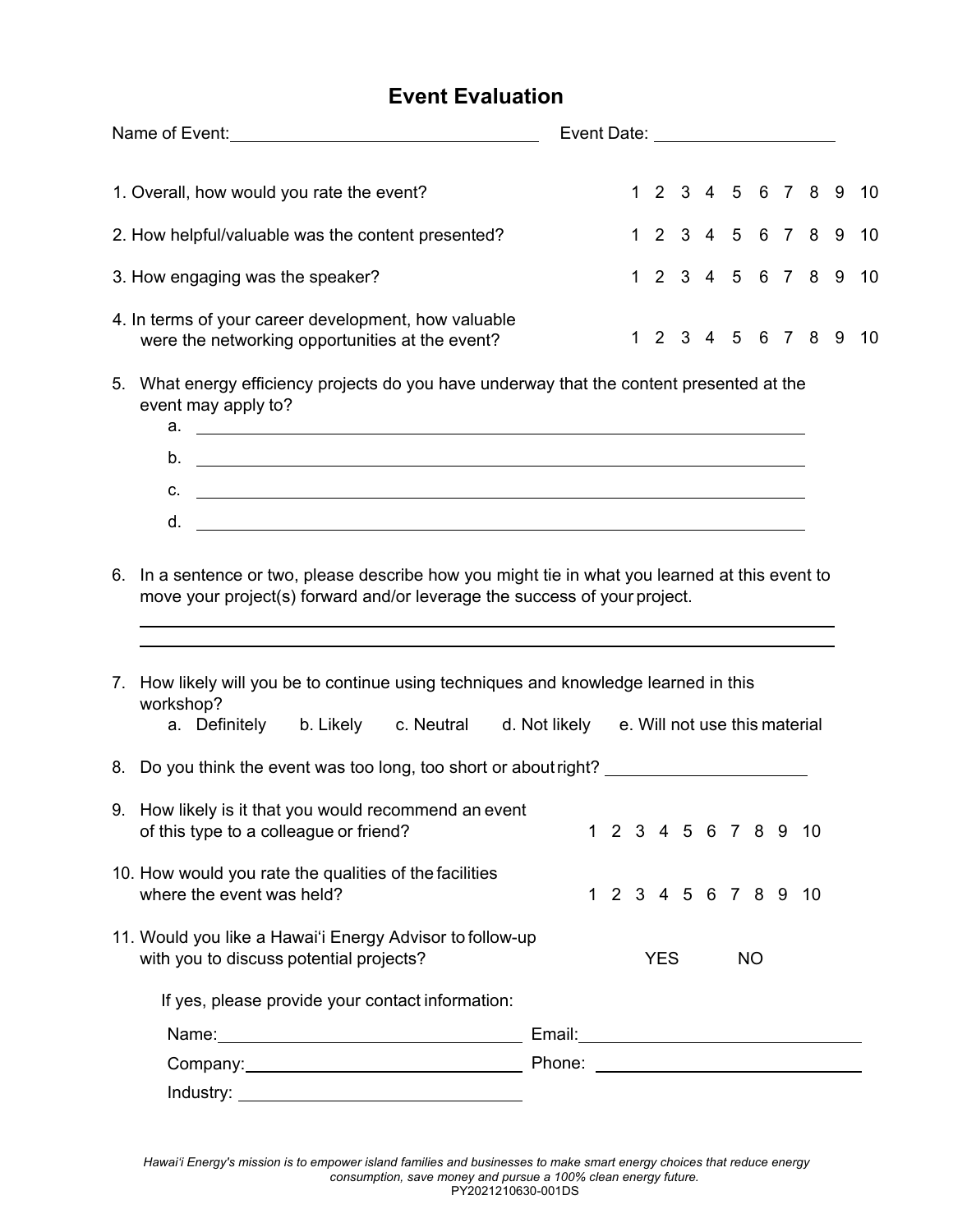# Event Evaluation

Name of Event: ______________________ Event Date: ______________

1. Overall, how would you rate the event? 1 2 3 4 5 6 7 8 9 10

2. How helpful/valuable was the content presented? 1 2 3 4 5 6 7 8 9 10

3. How engaging was the speaker? 1 2 3 4 5 6 7 8 9 10

4. In terms of your career development, how valuable were the networking opportunities at the event? 1 2 3 4 5 6 7 8 9 10

5. What energy efficiency projects do you have underway that the content presented at the event may apply to?
   a. ______________________
   b. ______________________
   c. ______________________
   d. ______________________

6. In a sentence or two, please describe how you might tie in what you learned at this event to move your project(s) forward and/or leverage the success of your project.

   ______________________

   ______________________

7. How likely will you be to continue using techniques and knowledge learned in this workshop?
   a. Definitely b. Likely c. Neutral d. Not likely e. Will not use this material

8. Do you think the event was too long, too short or about right? ______________

9. How likely is it that you would recommend an event of this type to a colleague or friend? 1 2 3 4 5 6 7 8 9 10

10. How would you rate the qualities of the facilities where the event was held? 1 2 3 4 5 6 7 8 9 10

11. Would you like a Hawai'i Energy Advisor to follow-up with you to discuss potential projects? YES NO

    If yes, please provide your contact information:

    Name: ______________ Email: ______________

    Company: ______________ Phone: ______________

    Industry: ______________

*Hawai'i Energy's mission is to empower island families and businesses to make smart energy choices that reduce energy consumption, save money and pursue a 100% clean energy future.*

PY2021210630-001DS